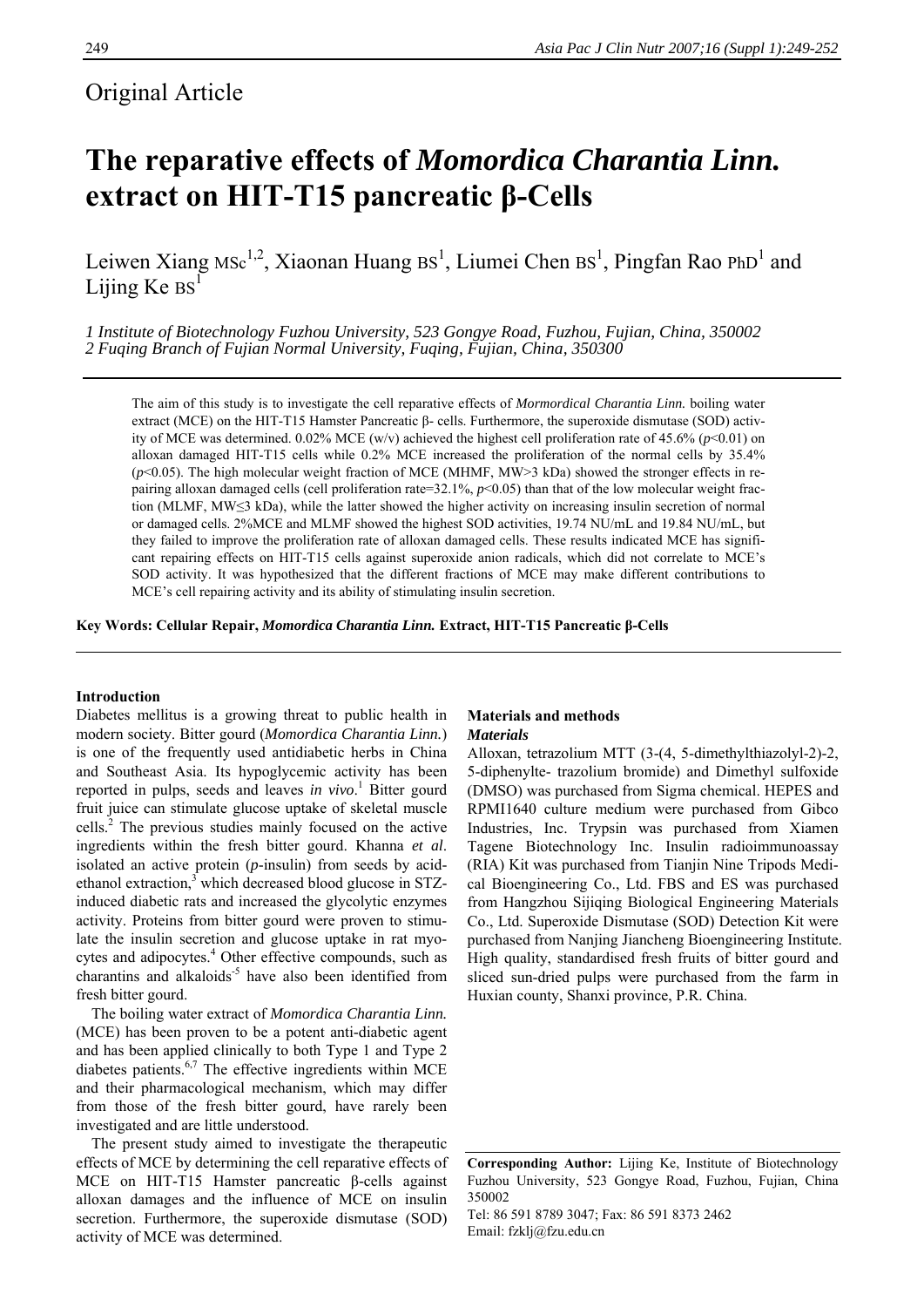## Original Article

# The reparative effects of *Momordica Charantia Linn.* extract on HIT-T15 pancreatic β-Cells

Leiwen Xiang MSc[1,2], Xiaonan Huang BS[1], Liumei Chen BS[1], Pingfan Rao PhD[1] and Lijing Ke BS[1]

*1 Institute of Biotechnology Fuzhou University, 523 Gongye Road, Fuzhou, Fujian, China, 350002*
*2 Fuqing Branch of Fujian Normal University, Fuqing, Fujian, China, 350300*

The aim of this study is to investigate the cell reparative effects of *Mormordical Charantia Linn.* boiling water extract (MCE) on the HIT-T15 Hamster Pancreatic β- cells. Furthermore, the superoxide dismutase (SOD) activity of MCE was determined. 0.02% MCE (w/v) achieved the highest cell proliferation rate of 45.6% ($p<0.01$) on alloxan damaged HIT-T15 cells while 0.2% MCE increased the proliferation of the normal cells by 35.4% ($p<0.05$). The high molecular weight fraction of MCE (MHMF, MW>3 kDa) showed the stronger effects in repairing alloxan damaged cells (cell proliferation rate=32.1%, $p<0.05$) than that of the low molecular weight fraction (MLMF, MW≤3 kDa), while the latter showed the higher activity on increasing insulin secretion of normal or damaged cells. 2%MCE and MLMF showed the highest SOD activities, 19.74 NU/mL and 19.84 NU/mL, but they failed to improve the proliferation rate of alloxan damaged cells. These results indicated MCE has significant repairing effects on HIT-T15 cells against superoxide anion radicals, which did not correlate to MCE's SOD activity. It was hypothesized that the different fractions of MCE may make different contributions to MCE's cell repairing activity and its ability of stimulating insulin secretion.

**Key Words: Cellular Repair, *Momordica Charantia Linn.* Extract, HIT-T15 Pancreatic β-Cells**

## Introduction

Diabetes mellitus is a growing threat to public health in modern society. Bitter gourd (*Momordica Charantia Linn.*) is one of the frequently used antidiabetic herbs in China and Southeast Asia. Its hypoglycemic activity has been reported in pulps, seeds and leaves *in vivo*.[1] Bitter gourd fruit juice can stimulate glucose uptake of skeletal muscle cells.[2] The previous studies mainly focused on the active ingredients within the fresh bitter gourd. Khanna *et al*. isolated an active protein (*p*-insulin) from seeds by acid-ethanol extraction,[3] which decreased blood glucose in STZ-induced diabetic rats and increased the glycolytic enzymes activity. Proteins from bitter gourd were proven to stimulate the insulin secretion and glucose uptake in rat myocytes and adipocytes.[4] Other effective compounds, such as charantins and alkaloids[5] have also been identified from fresh bitter gourd.

The boiling water extract of *Momordica Charantia Linn.* (MCE) has been proven to be a potent anti-diabetic agent and has been applied clinically to Type 1 and Type 2 diabetes patients.[6,7] The effective ingredients within MCE and their pharmacological mechanism, which may differ from those of the fresh bitter gourd, have rarely been investigated and are little understood.

The present study aimed to investigate the therapeutic effects of MCE by determining the cell reparative effects of MCE on HIT-T15 Hamster pancreatic β-cells against alloxan damages and the influence of MCE on insulin secretion. Furthermore, the superoxide dismutase (SOD) activity of MCE was determined.

## Materials and methods

### *Materials*

Alloxan, tetrazolium MTT (3-(4, 5-dimethylthiazolyl-2)-2, 5-diphenylte- trazolium bromide) and Dimethyl sulfoxide (DMSO) was purchased from Sigma chemical. HEPES and RPMI1640 culture medium were purchased from Gibco Industries, Inc. Trypsin was purchased from Xiamen Tagene Biotechnology Inc. Insulin radioimmunoassay (RIA) Kit was purchased from Tianjin Nine Tripods Medical Bioengineering Co., Ltd. FBS and ES was purchased from Hangzhou Sijiqing Biological Engineering Materials Co., Ltd. Superoxide Dismutase (SOD) Detection Kit were purchased from Nanjing Jiancheng Bioengineering Institute. High quality, standardised fresh fruits of bitter gourd and sliced sun-dried pulps were purchased from the farm in Huxian county, Shanxi province, P.R. China.

**Corresponding Author:** Lijing Ke, Institute of Biotechnology Fuzhou University, 523 Gongye Road, Fuzhou, Fujian, China 350002
Tel: 86 591 8789 3047; Fax: 86 591 8373 2462
Email: fzklj@fzu.edu.cn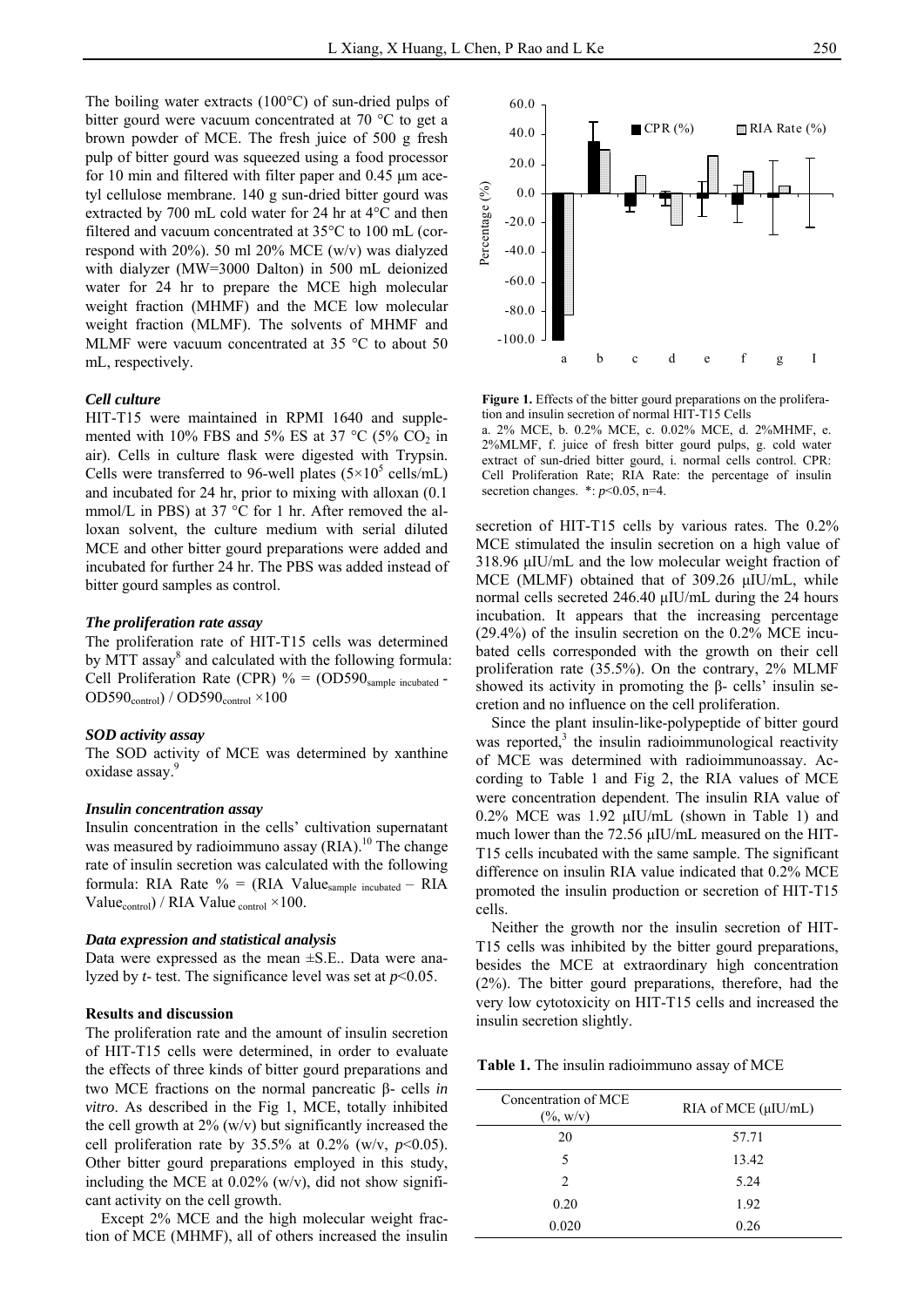The boiling water extracts (100°C) of sun-dried pulps of bitter gourd were vacuum concentrated at 70 °C to get a brown powder of MCE. The fresh juice of 500 g fresh pulp of bitter gourd was squeezed using a food processor for 10 min and filtered with filter paper and 0.45 μm acetyl cellulose membrane. 140 g sun-dried bitter gourd was extracted by 700 mL cold water for 24 hr at 4°C and then filtered and vacuum concentrated at 35°C to 100 mL (correspond with 20%). 50 ml 20% MCE (w/v) was dialyzed with dialyzer (MW=3000 Dalton) in 500 mL deionized water for 24 hr to prepare the MCE high molecular weight fraction (MHMF) and the MCE low molecular weight fraction (MLMF). The solvents of MHMF and MLMF were vacuum concentrated at 35 °C to about 50 mL, respectively.

### *Cell culture*

HIT-T15 were maintained in RPMI 1640 and supplemented with 10% FBS and 5% ES at 37 °C (5% $CO_2$ in air). Cells in culture flask were digested with Trypsin. Cells were transferred to 96-well plates ($5\times10^5$ cells/mL) and incubated for 24 hr, prior to mixing with alloxan (0.1 mmol/L in PBS) at 37 °C for 1 hr. After removed the alloxan solvent, the culture medium with serial diluted MCE and other bitter gourd preparations were added and incubated for further 24 hr. The PBS was added instead of bitter gourd samples as control.

### *The proliferation rate assay*

The proliferation rate of HIT-T15 cells was determined by MTT assay[8] and calculated with the following formula: Cell Proliferation Rate (CPR) % = $(OD590_{\text{sample incubated}} - OD590_{\text{control}}) / OD590_{\text{control}} \times 100$

### *SOD activity assay*

The SOD activity of MCE was determined by xanthine oxidase assay.[9]

### *Insulin concentration assay*

Insulin concentration in the cells' cultivation supernatant was measured by radioimmuno assay (RIA).[10] The change rate of insulin secretion was calculated with the following formula: RIA Rate % = $(\text{RIA Value}_{\text{sample incubated}} - \text{RIA Value}_{\text{control}}) / \text{RIA Value}_{\text{control}} \times 100$.

### *Data expression and statistical analysis*

Data were expressed as the mean ±S.E.. Data were analyzed by *t*- test. The significance level was set at $p<0.05$.

## Results and discussion

The proliferation rate and the amount of insulin secretion of HIT-T15 cells were determined, in order to evaluate the effects of three kinds of bitter gourd preparations and two MCE fractions on the normal pancreatic β- cells *in vitro*. As described in the Fig 1, MCE, totally inhibited the cell growth at 2% (w/v) but significantly increased the cell proliferation rate by 35.5% at 0.2% (w/v, $p<0.05$). Other bitter gourd preparations employed in this study, including the MCE at 0.02% (w/v), did not show significant activity on the cell growth.

Except 2% MCE and the high molecular weight fraction of MCE (MHMF), all of others increased the insulin secretion of HIT-T15 cells by various rates. The 0.2% MCE stimulated the insulin secretion on a high value of 318.96 μIU/mL and the low molecular weight fraction of MCE (MLMF) obtained that of 309.26 μIU/mL, while normal cells secreted 246.40 μIU/mL during the 24 hours incubation. It appears that the increasing percentage (29.4%) of the insulin secretion on the 0.2% MCE incubated cells corresponded with the growth on their cell proliferation rate (35.5%). On the contrary, 2% MLMF showed its activity in promoting the β- cells' insulin secretion and no influence on the cell proliferation.

**Figure 1.** Effects of the bitter gourd preparations on the proliferation and insulin secretion of normal HIT-T15 Cells
a. 2% MCE, b. 0.2% MCE, c. 0.02% MCE, d. 2%MHMF, e. 2%MLMF, f. juice of fresh bitter gourd pulps, g. cold water extract of sun-dried bitter gourd, i. normal cells control. CPR: Cell Proliferation Rate; RIA Rate: the percentage of insulin secretion changes. *: $p<0.05$, n=4.

Since the plant insulin-like-polypeptide of bitter gourd was reported,[3] the insulin radioimmunological reactivity of MCE was determined with radioimmunoassay. According to Table 1 and Fig 2, the RIA values of MCE were concentration dependent. The insulin RIA value of 0.2% MCE was 1.92 μIU/mL (shown in Table 1) and much lower than the 72.56 μIU/mL measured on the HIT-T15 cells incubated with the same sample. The significant difference on insulin RIA value indicated that 0.2% MCE promoted the insulin production or secretion of HIT-T15 cells.

Neither the growth nor the insulin secretion of HIT-T15 cells was inhibited by the bitter gourd preparations, besides the MCE at extraordinary high concentration (2%). The bitter gourd preparations, therefore, had the very low cytotoxicity on HIT-T15 cells and increased the insulin secretion slightly.

**Table 1.** The insulin radioimmuno assay of MCE

| Concentration of MCE (%, w/v) | RIA of MCE (μIU/mL) |
|---|---|
| 20 | 57.71 |
| 5 | 13.42 |
| 2 | 5.24 |
| 0.20 | 1.92 |
| 0.020 | 0.26 |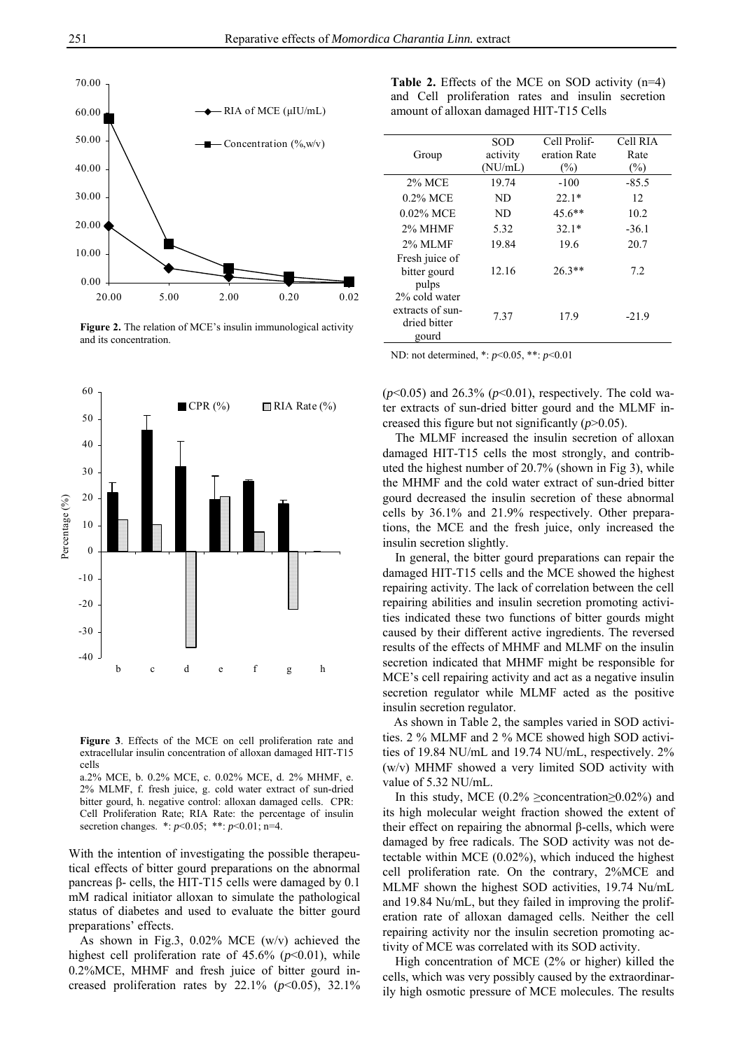**Figure 2.** The relation of MCE's insulin immunological activity and its concentration.

**Figure 3**. Effects of the MCE on cell proliferation rate and extracellular insulin concentration of alloxan damaged HIT-T15 cells

a.2% MCE, b. 0.2% MCE, c. 0.02% MCE, d. 2% MHMF, e. 2% MLMF, f. fresh juice, g. cold water extract of sun-dried bitter gourd, h. negative control: alloxan damaged cells. CPR: Cell Proliferation Rate; RIA Rate: the percentage of insulin secretion changes. *: $p<0.05$; **: $p<0.01$; n=4.

With the intention of investigating the possible therapeutical effects of bitter gourd preparations on the abnormal pancreas β- cells, the HIT-T15 cells were damaged by 0.1 mM radical initiator alloxan to simulate the pathological status of diabetes and used to evaluate the bitter gourd preparations' effects.

As shown in Fig.3, 0.02% MCE (w/v) achieved the highest cell proliferation rate of 45.6% ($p<0.01$), while 0.2%MCE, MHMF and fresh juice of bitter gourd increased proliferation rates by 22.1% ($p<0.05$), 32.1% ($p<0.05$) and 26.3% ($p<0.01$), respectively. The cold water extracts of sun-dried bitter gourd and the MLMF increased this figure but not significantly ($p>0.05$).

The MLMF increased the insulin secretion of alloxan damaged HIT-T15 cells the most strongly, and contributed the highest number of 20.7% (shown in Fig 3), while the MHMF and the cold water extract of sun-dried bitter gourd decreased the insulin secretion of these abnormal cells by 36.1% and 21.9% respectively. Other preparations, the MCE and the fresh juice, only increased the insulin secretion slightly.

In general, the bitter gourd preparations can repair the damaged HIT-T15 cells and the MCE showed the highest repairing activity. The lack of correlation between the cell repairing abilities and insulin secretion promoting activities indicated these two functions of bitter gourds might caused by their different active ingredients. The reversed results of the effects of MHMF and MLMF on the insulin secretion indicated that MHMF might be responsible for MCE's cell repairing activity and act as a negative insulin secretion regulator while MLMF acted as the positive insulin secretion regulator.

**Table 2.** Effects of the MCE on SOD activity (n=4) and Cell proliferation rates and insulin secretion amount of alloxan damaged HIT-T15 Cells

| Group | SOD activity (NU/mL) | Cell Proliferation Rate (%) | Cell RIA Rate (%) |
|---|---|---|---|
| 2% MCE | 19.74 | -100 | -85.5 |
| 0.2% MCE | ND | 22.1* | 12 |
| 0.02% MCE | ND | 45.6** | 10.2 |
| 2% MHMF | 5.32 | 32.1* | -36.1 |
| 2% MLMF | 19.84 | 19.6 | 20.7 |
| Fresh juice of bitter gourd pulps | 12.16 | 26.3** | 7.2 |
| 2% cold water extracts of sun-dried bitter gourd | 7.37 | 17.9 | -21.9 |

ND: not determined, *: $p<0.05$, **: $p<0.01$

As shown in Table 2, the samples varied in SOD activities. 2 % MLMF and 2 % MCE showed high SOD activities of 19.84 NU/mL and 19.74 NU/mL, respectively. 2% (w/v) MHMF showed a very limited SOD activity with value of 5.32 NU/mL.

In this study, MCE (0.2% ≥concentration≥0.02%) and its high molecular weight fraction showed the extent of their effect on repairing the abnormal β-cells, which were damaged by free radicals. The SOD activity was not detectable within MCE (0.02%), which induced the highest cell proliferation rate. On the contrary, 2%MCE and MLMF shown the highest SOD activities, 19.74 Nu/mL and 19.84 Nu/mL, but they failed in improving the proliferation rate of alloxan damaged cells. Neither the cell repairing activity nor the insulin secretion promoting activity of MCE was correlated with its SOD activity.

High concentration of MCE (2% or higher) killed the cells, which was very possibly caused by the extraordinarily high osmotic pressure of MCE molecules. The results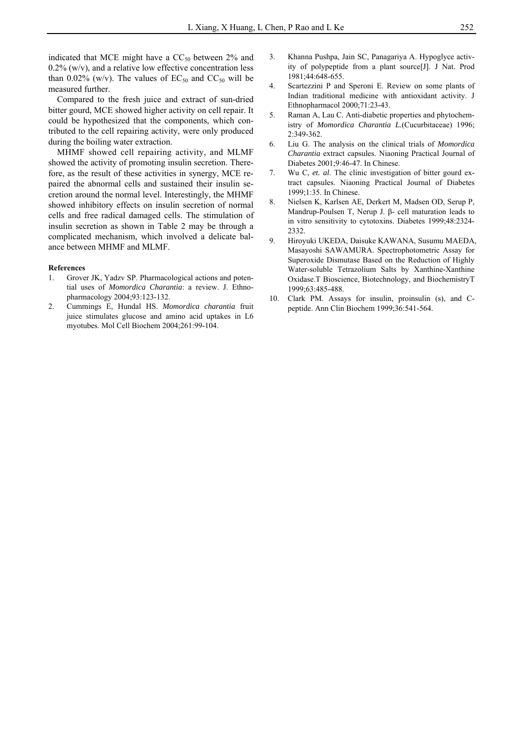indicated that MCE might have a $CC_{50}$ between 2% and 0.2% (w/v), and a relative low effective concentration less than 0.02% (w/v). The values of $EC_{50}$ and $CC_{50}$ will be measured further.

Compared to the fresh juice and extract of sun-dried bitter gourd, MCE showed higher activity on cell repair. It could be hypothesized that the components, which contributed to the cell repairing activity, were only produced during the boiling water extraction.

MHMF showed cell repairing activity, and MLMF showed the activity of promoting insulin secretion. Therefore, as the result of these activities in synergy, MCE repaired the abnormal cells and sustained their insulin secretion around the normal level. Interestingly, the MHMF showed inhibitory effects on insulin secretion of normal cells and free radical damaged cells. The stimulation of insulin secretion as shown in Table 2 may be through a complicated mechanism, which involved a delicate balance between MHMF and MLMF.

**References**

1. Grover JK, Yadzv SP. Pharmacological actions and potential uses of *Momordica Charantia*: a review. J. Ethnopharmacology 2004;93:123-132.
2. Cummings E, Hundal HS. *Momordica charantia* fruit juice stimulates glucose and amino acid uptakes in L6 myotubes. Mol Cell Biochem 2004;261:99-104.
3. Khanna Pushpa, Jain SC, Panagariya A. Hypoglyce activity of polypeptide from a plant source[J]. J Nat. Prod 1981;44:648-655.
4. Scartezzini P and Speroni E. Review on some plants of Indian traditional medicine with antioxidant activity. J Ethnopharmacol 2000;71:23-43.
5. Raman A, Lau C. Anti-diabetic properties and phytochemistry of *Momordica Charantia L.*(Cucurbitaceae) 1996; 2:349-362.
6. Liu G. The analysis on the clinical trials of *Momordica Charantia* extract capsules. Niaoning Practical Journal of Diabetes 2001;9:46-47. In Chinese.
7. Wu C, *et. al*. The clinic investigation of bitter gourd extract capsules. Niaoning Practical Journal of Diabetes 1999;1:35. In Chinese.
8. Nielsen K, Karlsen AE, Derkert M, Madsen OD, Serup P, Mandrup-Poulsen T, Nerup J. β- cell maturation leads to in vitro sensitivity to cytotoxins. Diabetes 1999;48:2324-2332.
9. Hiroyuki UKEDA, Daisuke KAWANA, Susumu MAEDA, Masayoshi SAWAMURA. Spectrophotometric Assay for Superoxide Dismutase Based on the Reduction of Highly Water-soluble Tetrazolium Salts by Xanthine-Xanthine Oxidase.T Bioscience, Biotechnology, and BiochemistryT 1999;63:485-488.
10. Clark PM. Assays for insulin, proinsulin (s), and C-peptide. Ann Clin Biochem 1999;36:541-564.